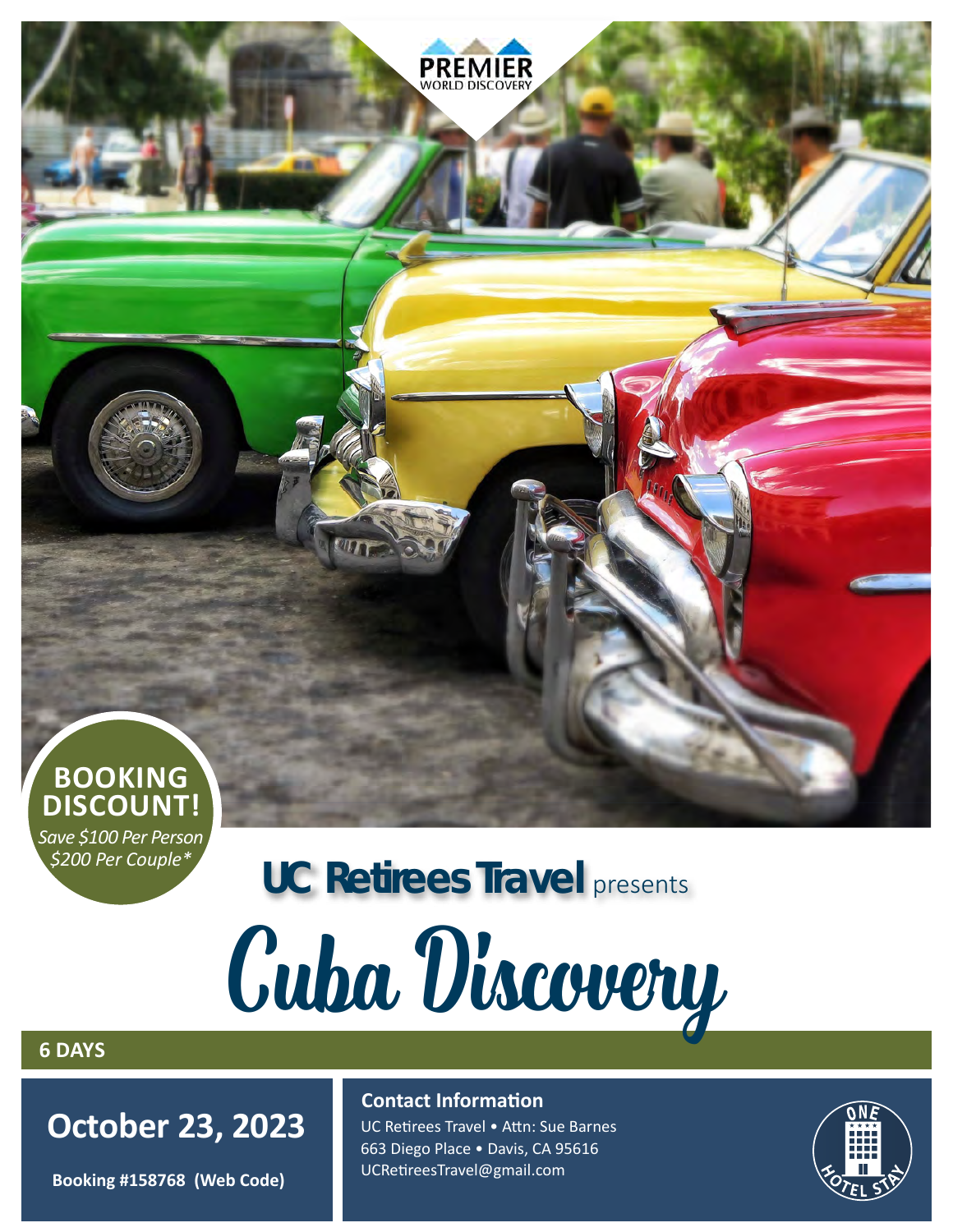PREMIER WORLD DISCOVERY

**BOOKING DISCOUNT!**

*Save $100 Per Person*
*$200 Per Couple**

**UC Retirees Travel** presents

# Cuba Discovery

**6 DAYS**

## October 23, 2023

**Booking #158768 (Web Code)**

### Contact Information

UC Retirees Travel • Attn: Sue Barnes
663 Diego Place • Davis, CA 95616
UCRetireesTravel@gmail.com

ONE HOTEL STAY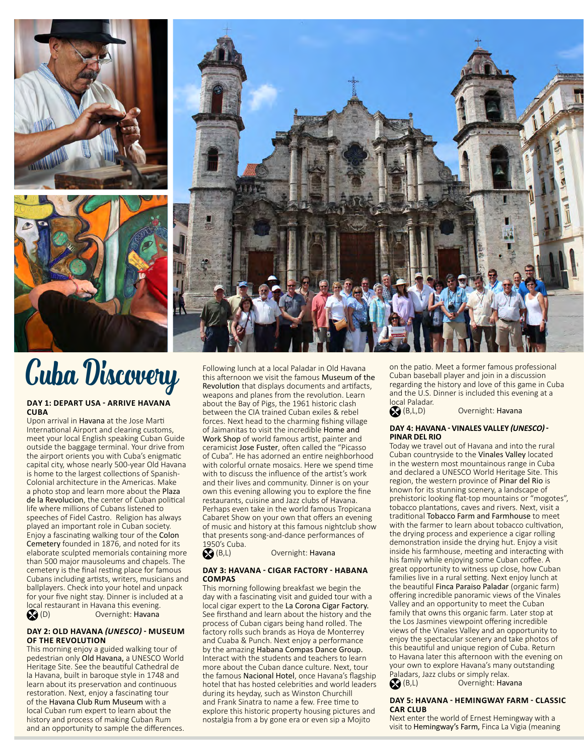# Cuba Discovery

### DAY 1: DEPART USA - ARRIVE HAVANA CUBA

Upon arrival in Havana at the Jose Marti International Airport and clearing customs, meet your local English speaking Cuban Guide outside the baggage terminal. Your drive from the airport orients you with Cuba's enigmatic capital city, whose nearly 500-year Old Havana is home to the largest collections of Spanish-Colonial architecture in the Americas. Make a photo stop and learn more about the Plaza de la Revolucion, the center of Cuban political life where millions of Cubans listened to speeches of Fidel Castro. Religion has always played an important role in Cuban society. Enjoy a fascinating walking tour of the Colon Cemetery founded in 1876, and noted for its elaborate sculpted memorials containing more than 500 major mausoleums and chapels. The cemetery is the final resting place for famous Cubans including artists, writers, musicians and ballplayers. Check into your hotel and unpack for your five night stay. Dinner is included at a local restaurant in Havana this evening.

(D) Overnight: Havana

### DAY 2: OLD HAVANA *(UNESCO)* - MUSEUM OF THE REVOLUTION

This morning enjoy a guided walking tour of pedestrian only Old Havana, a UNESCO World Heritage Site. See the beautiful Cathedral de la Havana, built in baroque style in 1748 and learn about its preservation and continuous restoration. Next, enjoy a fascinating tour of the Havana Club Rum Museum with a local Cuban rum expert to learn about the history and process of making Cuban Rum and an opportunity to sample the differences. Following lunch at a local Paladar in Old Havana this afternoon we visit the famous Museum of the Revolution that displays documents and artifacts, weapons and planes from the revolution. Learn about the Bay of Pigs, the 1961 historic clash between the CIA trained Cuban exiles & rebel forces. Next head to the charming fishing village of Jaimanitas to visit the incredible Home and Work Shop of world famous artist, painter and ceramicist Jose Fuster, often called the "Picasso of Cuba". He has adorned an entire neighborhood with colorful ornate mosaics. Here we spend time with to discuss the influence of the artist's work and their lives and community. Dinner is on your own this evening allowing you to explore the fine restaurants, cuisine and Jazz clubs of Havana. Perhaps even take in the world famous Tropicana Cabaret Show on your own that offers an evening of music and history at this famous nightclub show that presents song-and-dance performances of 1950's Cuba.

(B,L) Overnight: Havana

### DAY 3: HAVANA - CIGAR FACTORY - HABANA COMPAS

This morning following breakfast we begin the day with a fascinating visit and guided tour with a local cigar expert to the La Corona Cigar Factory. See firsthand and learn about the history and the process of Cuban cigars being hand rolled. The factory rolls such brands as Hoya de Monterrey and Cuaba & Punch. Next enjoy a performance by the amazing Habana Compas Dance Group. Interact with the students and teachers to learn more about the Cuban dance culture. Next, tour the famous Nacional Hotel, once Havana's flagship hotel that has hosted celebrities and world leaders during its heyday, such as Winston Churchill and Frank Sinatra to name a few. Free time to explore this historic property housing pictures and nostalgia from a by gone era or even sip a Mojito on the patio. Meet a former famous professional Cuban baseball player and join in a discussion regarding the history and love of this game in Cuba and the U.S. Dinner is included this evening at a local Paladar.

(B,L,D) Overnight: Havana

### DAY 4: HAVANA - VINALES VALLEY *(UNESCO)* - PINAR DEL RIO

Today we travel out of Havana and into the rural Cuban countryside to the Vinales Valley located in the western most mountainous range in Cuba and declared a UNESCO World Heritage Site. This region, the western province of Pinar del Rio is known for its stunning scenery, a landscape of prehistoric looking flat-top mountains or "mogotes", tobacco plantations, caves and rivers. Next, visit a traditional Tobacco Farm and Farmhouse to meet with the farmer to learn about tobacco cultivation, the drying process and experience a cigar rolling demonstration inside the drying hut. Enjoy a visit inside his farmhouse, meeting and interacting with his family while enjoying some Cuban coffee. A great opportunity to witness up close, how Cuban families live in a rural setting. Next enjoy lunch at the beautiful Finca Paraiso Paladar (organic farm) offering incredible panoramic views of the Vinales Valley and an opportunity to meet the Cuban family that owns this organic farm. Later stop at the Los Jasmines viewpoint offering incredible views of the Vinales Valley and an opportunity to enjoy the spectacular scenery and take photos of this beautiful and unique region of Cuba. Return to Havana later this afternoon with the evening on your own to explore Havana's many outstanding Paladars, Jazz clubs or simply relax.

(B,L) Overnight: Havana

### DAY 5: HAVANA - HEMINGWAY FARM - CLASSIC CAR CLUB

Next enter the world of Ernest Hemingway with a visit to Hemingway's Farm, Finca La Vigia (meaning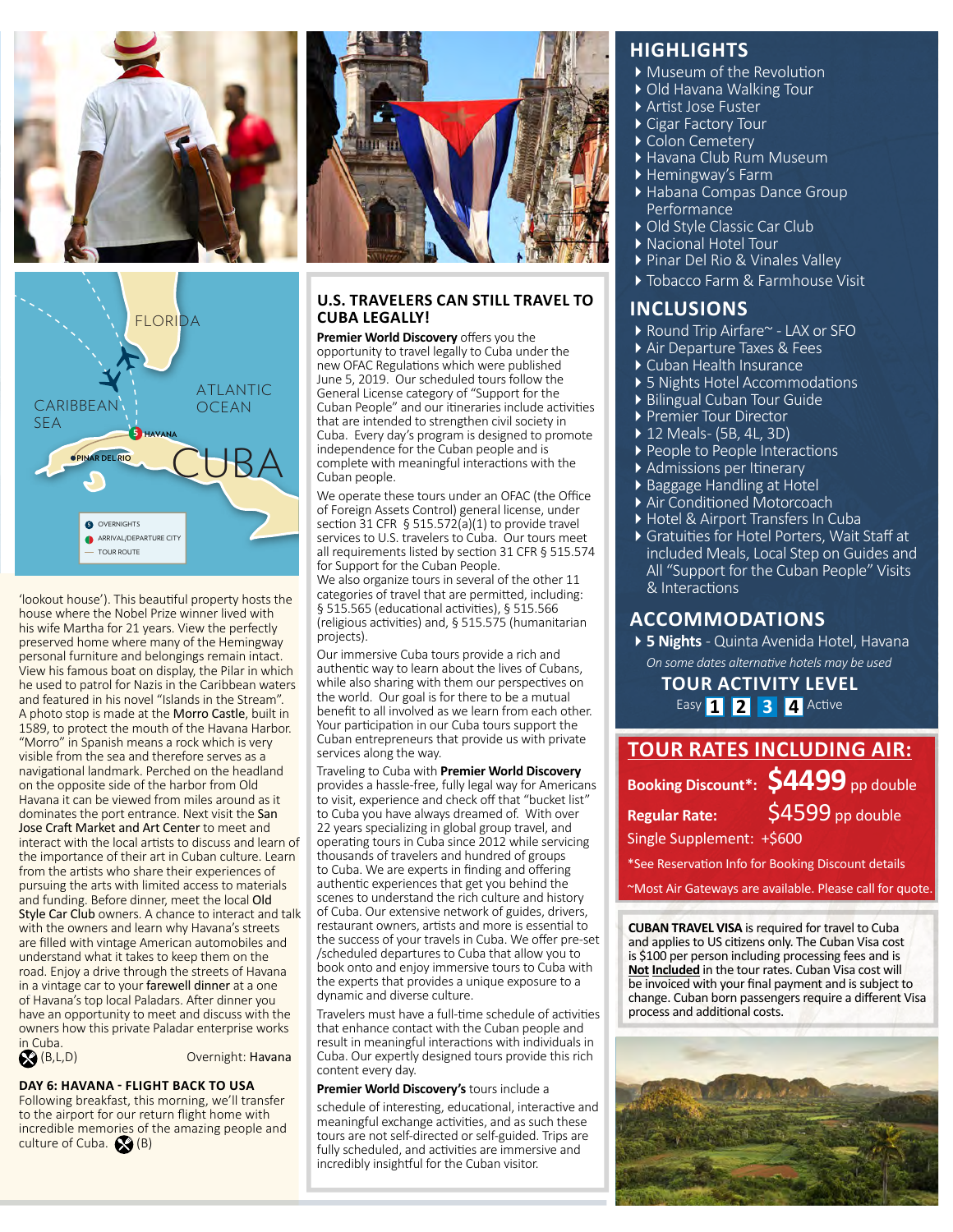FLORIDA

ATLANTIC OCEAN

CARIBBEAN SEA

5 HAVANA

PINAR DEL RIO

CUBA

OVERNIGHTS

ARRIVAL/DEPARTURE CITY

TOUR ROUTE

'lookout house'). This beautiful property hosts the house where the Nobel Prize winner lived with his wife Martha for 21 years. View the perfectly preserved home where many of the Hemingway personal furniture and belongings remain intact. View his famous boat on display, the Pilar in which he used to patrol for Nazis in the Caribbean waters and featured in his novel "Islands in the Stream". A photo stop is made at the **Morro Castle**, built in 1589, to protect the mouth of the Havana Harbor. "Morro" in Spanish means a rock which is very visible from the sea and therefore serves as a navigational landmark. Perched on the headland on the opposite side of the harbor from Old Havana it can be viewed from miles around as it dominates the port entrance. Next visit the **San Jose Craft Market and Art Center** to meet and interact with the local artists to discuss and learn of the importance of their art in Cuban culture. Learn from the artists who share their experiences of pursuing the arts with limited access to materials and funding. Before dinner, meet the local **Old Style Car Club** owners. A chance to interact and talk with the owners and learn why Havana's streets are filled with vintage American automobiles and understand what it takes to keep them on the road. Enjoy a drive through the streets of Havana in a vintage car to your **farewell dinner** at a one of Havana's top local Paladars. After dinner you have an opportunity to meet and discuss with the owners how this private Paladar enterprise works in Cuba.

(B,L,D) Overnight: **Havana**

**DAY 6: HAVANA - FLIGHT BACK TO USA**

Following breakfast, this morning, we'll transfer to the airport for our return flight home with incredible memories of the amazing people and culture of Cuba. (B)

## U.S. TRAVELERS CAN STILL TRAVEL TO CUBA LEGALLY!

**Premier World Discovery** offers you the opportunity to travel legally to Cuba under the new OFAC Regulations which were published June 5, 2019. Our scheduled tours follow the General License category of "Support for the Cuban People" and our itineraries include activities that are intended to strengthen civil society in Cuba. Every day's program is designed to promote independence for the Cuban people and is complete with meaningful interactions with the Cuban people.

We operate these tours under an OFAC (the Office of Foreign Assets Control) general license, under section 31 CFR § 515.572(a)(1) to provide travel services to U.S. travelers to Cuba. Our tours meet all requirements listed by section 31 CFR § 515.574 for Support for the Cuban People.

We also organize tours in several of the other 11 categories of travel that are permitted, including: § 515.565 (educational activities), § 515.566 (religious activities) and, § 515.575 (humanitarian projects).

Our immersive Cuba tours provide a rich and authentic way to learn about the lives of Cubans, while also sharing with them our perspectives on the world. Our goal is for there to be a mutual benefit to all involved as we learn from each other. Your participation in our Cuba tours support the Cuban entrepreneurs that provide us with private services along the way.

Traveling to Cuba with **Premier World Discovery** provides a hassle-free, fully legal way for Americans to visit, experience and check off that "bucket list" to Cuba you have always dreamed of. With over 22 years specializing in global group travel, and operating tours in Cuba since 2012 while servicing thousands of travelers and hundred of groups to Cuba. We are experts in finding and offering authentic experiences that get you behind the scenes to understand the rich culture and history of Cuba. Our extensive network of guides, drivers, restaurant owners, artists and more is essential to the success of your travels in Cuba. We offer pre-set /scheduled departures to Cuba that allow you to book onto and enjoy immersive tours to Cuba with the experts that provides a unique exposure to a dynamic and diverse culture.

Travelers must have a full-time schedule of activities that enhance contact with the Cuban people and result in meaningful interactions with individuals in Cuba. Our expertly designed tours provide this rich content every day.

**Premier World Discovery's** tours include a schedule of interesting, educational, interactive and meaningful exchange activities, and as such these tours are not self-directed or self-guided. Trips are fully scheduled, and activities are immersive and incredibly insightful for the Cuban visitor.

## HIGHLIGHTS

- Museum of the Revolution
- Old Havana Walking Tour
- Artist Jose Fuster
- Cigar Factory Tour
- Colon Cemetery
- Havana Club Rum Museum
- Hemingway's Farm
- Habana Compas Dance Group Performance
- Old Style Classic Car Club
- Nacional Hotel Tour
- Pinar Del Rio & Vinales Valley
- Tobacco Farm & Farmhouse Visit

## INCLUSIONS

- Round Trip Airfare~ - LAX or SFO
- Air Departure Taxes & Fees
- Cuban Health Insurance
- 5 Nights Hotel Accommodations
- Bilingual Cuban Tour Guide
- Premier Tour Director
- 12 Meals- (5B, 4L, 3D)
- People to People Interactions
- Admissions per Itinerary
- Baggage Handling at Hotel
- Air Conditioned Motorcoach
- Hotel & Airport Transfers In Cuba
- Gratuities for Hotel Porters, Wait Staff at included Meals, Local Step on Guides and All "Support for the Cuban People" Visits & Interactions

## ACCOMMODATIONS

- **5 Nights** - Quinta Avenida Hotel, Havana

*On some dates alternative hotels may be used*

## TOUR ACTIVITY LEVEL

Easy 1 2 3 4 Active

## TOUR RATES INCLUDING AIR:

**Booking Discount\*:** **$4499** pp double

**Regular Rate:** $4599 pp double

Single Supplement: +$600

\*See Reservation Info for Booking Discount details

~Most Air Gateways are available. Please call for quote.

**CUBAN TRAVEL VISA** is required for travel to Cuba and applies to US citizens only. The Cuban Visa cost is $100 per person including processing fees and is **Not Included** in the tour rates. Cuban Visa cost will be invoiced with your final payment and is subject to change. Cuban born passengers require a different Visa process and additional costs.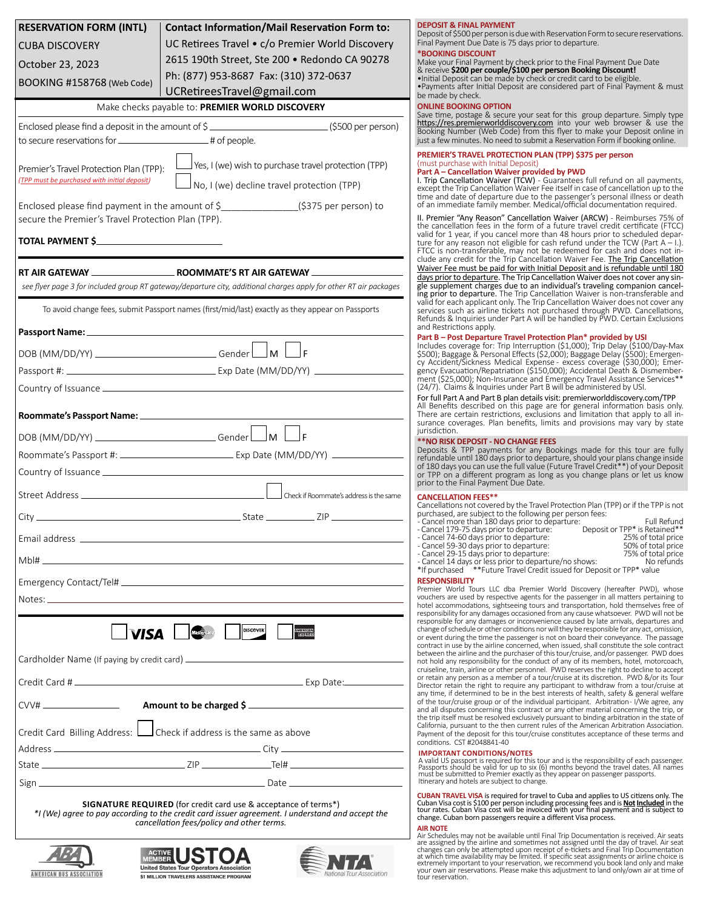| RESERVATION FORM (INTL) | Contact Information/Mail Reservation Form to: |
| --- | --- |
| CUBA DISCOVERY | UC Retirees Travel • c/o Premier World Discovery |
| October 23, 2023 | 2615 190th Street, Ste 200 • Redondo CA 90278 |
| BOOKING #158768 (Web Code) | Ph: (877) 953-8687 Fax: (310) 372-0637 |
| | UCRetireesTravel@gmail.com |

Make checks payable to: **PREMIER WORLD DISCOVERY**

Enclosed please find a deposit in the amount of $ ______________ ($500 per person) to secure reservations for ______________ # of people.

Premier's Travel Protection Plan (TPP):
*(TPP must be purchased with initial deposit)*

☐ Yes, I (we) wish to purchase travel protection (TPP)

☐ No, I (we) decline travel protection (TPP)

Enclosed please find payment in the amount of $______________($375 per person) to secure the Premier's Travel Protection Plan (TPP).

**TOTAL PAYMENT $**______________

**RT AIR GATEWAY** ______________ **ROOMMATE'S RT AIR GATEWAY** ______________

*see flyer page 3 for included group RT gateway/departure city, additional charges apply for other RT air packages*

To avoid change fees, submit Passport names (first/mid/last) exactly as they appear on Passports

**Passport Name:** ______________

DOB (MM/DD/YY) ______________ Gender ☐ M ☐ F

Passport #: ______________ Exp Date (MM/DD/YY) ______________

Country of Issuance ______________

**Roommate's Passport Name:** ______________

DOB (MM/DD/YY) ______________ Gender ☐ M ☐ F

Roommate's Passport #: ______________ Exp Date (MM/DD/YY) ______________

Country of Issuance ______________

Street Address ______________ ☐ Check if Roommate's address is the same

City ______________ State ______________ ZIP ______________

Email address ______________

Mbl# ______________

Emergency Contact/Tel# ______________

Notes: ______________

☐ VISA ☐ MasterCard ☐ DISCOVER ☐ AMERICAN EXPRESS

Cardholder Name (If paying by credit card) ______________

Credit Card # ______________ Exp Date: ______________

CVV# ______________ **Amount to be charged $** ______________

Credit Card Billing Address: ☐ Check if address is the same as above

Address ______________ City ______________

State ______________ ZIP ______________ Tel# ______________

Sign ______________ Date ______________

**SIGNATURE REQUIRED** (for credit card use & acceptance of terms*)

*\*I (We) agree to pay according to the credit card issuer agreement. I understand and accept the cancellation fees/policy and other terms.*

AMERICAN BUS ASSOCIATION

ACTIVE MEMBER USTOA United States Tour Operators Association $1 MILLION TRAVELERS ASSISTANCE PROGRAM

NTA National Tour Association

## DEPOSIT & FINAL PAYMENT

Deposit of $500 per person is due with Reservation Form to secure reservations. Final Payment Due Date is 75 days prior to departure.

**\*BOOKING DISCOUNT**

Make your Final Payment by check prior to the Final Payment Due Date & receive **$200 per couple/$100 per person Booking Discount!**
- Initial Deposit can be made by check or credit card to be eligible.
- Payments after Initial Deposit are considered part of Final Payment & must be made by check.

## ONLINE BOOKING OPTION

Save time, postage & secure your seat for this group departure. Simply type https://res.premierworlddiscovery.com into your web browser & use the Booking Number (Web Code) from this flyer to make your Deposit online in just a few minutes. No need to submit a Reservation Form if booking online.

## PREMIER'S TRAVEL PROTECTION PLAN (TPP) $375 per person

(must purchase with Initial Deposit)

**Part A – Cancellation Waiver provided by PWD**

I. Trip Cancellation Waiver (TCW) - Guarantees full refund on all payments, except the Trip Cancellation Waiver Fee itself in case of cancellation up to the time and date of departure due to the passenger's personal illness or death of an immediate family member. Medical/official documentation required.

II. Premier "Any Reason" Cancellation Waiver (ARCW) - Reimburses 75% of the cancellation fees in the form of a future travel credit certificate (FTCC) valid for 1 year, if you cancel more than 48 hours prior to scheduled departure for any reason not eligible for cash refund under the TCW (Part A – I.). FTCC is non-transferable, may not be redeemed for cash and does not include any credit for the Trip Cancellation Waiver Fee. The Trip Cancellation Waiver Fee must be paid for with Initial Deposit and is refundable until 180 days prior to departure. The Trip Cancellation Waiver does not cover any single supplement charges due to an individual's traveling companion canceling prior to departure. The Trip Cancellation Waiver is non-transferable and valid for each applicant only. The Trip Cancellation Waiver does not cover any services such as airline tickets not purchased through PWD. Cancellations, Refunds & Inquiries under Part A will be handled by PWD. Certain Exclusions and Restrictions apply.

**Part B – Post Departure Travel Protection Plan\* provided by USI**

Includes coverage for: Trip Interruption ($1,000); Trip Delay ($100/Day-Max $500); Baggage & Personal Effects ($2,000); Baggage Delay ($500); Emergency Accident/Sickness Medical Expense - excess coverage ($30,000); Emergency Evacuation/Repatriation ($150,000); Accidental Death & Dismemberment ($25,000); Non-Insurance and Emergency Travel Assistance Services\*\* (24/7). Claims & Inquiries under Part B will be administered by USI.

For full Part A and Part B plan details visit: premierworlddiscovery.com/TPP

All Benefits described on this page are for general information basis only. There are certain restrictions, exclusions and limitation that apply to all insurance coverages. Plan benefits, limits and provisions may vary by state jurisdiction.

**\*\*NO RISK DEPOSIT - NO CHANGE FEES**

Deposits & TPP payments for any Bookings made for this tour are fully refundable until 180 days prior to departure, should your plans change inside of 180 days you can use the full value (Future Travel Credit\*\*) of your Deposit or TPP on a different program as long as you change plans or let us know prior to the Final Payment Due Date.

## CANCELLATION FEES\*\*

Cancellations not covered by the Travel Protection Plan (TPP) or if the TPP is not purchased, are subject to the following per person fees:

| | |
| --- | --- |
| - Cancel more than 180 days prior to departure: | Full Refund |
| - Cancel 179-75 days prior to departure: | Deposit or TPP\* is Retained\*\* |
| - Cancel 74-60 days prior to departure: | 25% of total price |
| - Cancel 59-30 days prior to departure: | 50% of total price |
| - Cancel 29-15 days prior to departure: | 75% of total price |
| - Cancel 14 days or less prior to departure/no shows: | No refunds |

\*If purchased \*\*Future Travel Credit issued for Deposit or TPP\* value

## RESPONSIBILITY

Premier World Tours LLC dba Premier World Discovery (hereafter PWD), whose vouchers are used by respective agents for the passenger in all matters pertaining to hotel accommodations, sightseeing tours and transportation, hold themselves free of responsibility for any damages occasioned from any cause whatsoever. PWD will not be responsible for any damages or inconvenience caused by late arrivals, departures and change of schedule or other conditions nor will they be responsible for any act, omission, or event during the time the passenger is not on board their conveyance. The passage contract in use by the airline concerned, when issued, shall constitute the sole contract between the airline and the purchaser of this tour/cruise, and/or passenger. PWD does not hold any responsibility for the conduct of any of its members, hotel, motorcoach, cruiseline, train, airline or other personnel. PWD reserves the right to decline to accept or retain any person as a member of a tour/cruise at its discretion. PWD &/or its Tour Director retain the right to require any participant to withdraw from a tour/cruise at any time, if determined to be in the best interests of health, safety & general welfare of the tour/cruise group or of the individual participant. Arbitration- I/We agree, any and all disputes concerning this contract or any other material concerning the trip, or the trip itself must be resolved exclusively pursuant to binding arbitration in the state of California, pursuant to the then current rules of the American Arbitration Association. Payment of the deposit for this tour/cruise constitutes acceptance of these terms and conditions. CST #2048841-40

## IMPORTANT CONDITIONS/NOTES

A valid US passport is required for this tour and is the responsibility of each passenger. Passports should be valid for up to six (6) months beyond the travel dates. All names must be submitted to Premier exactly as they appear on passenger passports. Itinerary and hotels are subject to change.

**CUBAN TRAVEL VISA** is required for travel to Cuba and applies to US citizens only. The Cuban Visa cost is $100 per person including processing fees and is **Not Included** in the tour rates. Cuban Visa cost will be invoiced with your final payment and is subject to change. Cuban born passengers require a different Visa process.

## AIR NOTE

Air Schedules may not be available until Final Trip Documentation is received. Air seats are assigned by the airline and sometimes not assigned until the day of travel. Air seat changes can only be attempted upon receipt of e-tickets and Final Trip Documentation at which time availability may be limited. If specific seat assignments or airline choice is extremely important to your reservation, we recommend you book land only and make your own air reservations. Please make this adjustment to land only/own air at time of tour reservation.